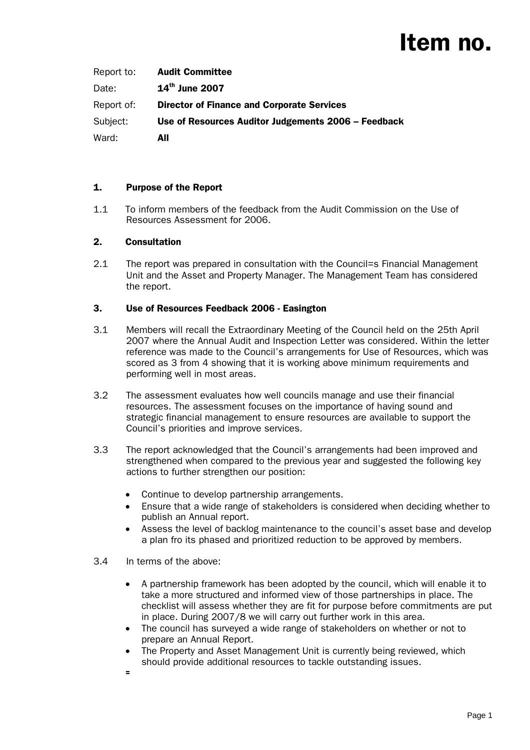# Item no.

| | |
|---|---|
| Report to: | **Audit Committee** |
| Date: | **14th June 2007** |
| Report of: | **Director of Finance and Corporate Services** |
| Subject: | **Use of Resources Auditor Judgements 2006 – Feedback** |
| Ward: | **All** |

## 1. Purpose of the Report

1.1 To inform members of the feedback from the Audit Commission on the Use of Resources Assessment for 2006.

## 2. Consultation

2.1 The report was prepared in consultation with the Council=s Financial Management Unit and the Asset and Property Manager. The Management Team has considered the report.

## 3. Use of Resources Feedback 2006 - Easington

3.1 Members will recall the Extraordinary Meeting of the Council held on the 25th April 2007 where the Annual Audit and Inspection Letter was considered. Within the letter reference was made to the Council's arrangements for Use of Resources, which was scored as 3 from 4 showing that it is working above minimum requirements and performing well in most areas.

3.2 The assessment evaluates how well councils manage and use their financial resources. The assessment focuses on the importance of having sound and strategic financial management to ensure resources are available to support the Council's priorities and improve services.

3.3 The report acknowledged that the Council's arrangements had been improved and strengthened when compared to the previous year and suggested the following key actions to further strengthen our position:

- Continue to develop partnership arrangements.
- Ensure that a wide range of stakeholders is considered when deciding whether to publish an Annual report.
- Assess the level of backlog maintenance to the council's asset base and develop a plan fro its phased and prioritized reduction to be approved by members.

3.4 In terms of the above:

- A partnership framework has been adopted by the council, which will enable it to take a more structured and informed view of those partnerships in place. The checklist will assess whether they are fit for purpose before commitments are put in place. During 2007/8 we will carry out further work in this area.
- The council has surveyed a wide range of stakeholders on whether or not to prepare an Annual Report.
- The Property and Asset Management Unit is currently being reviewed, which should provide additional resources to tackle outstanding issues.

=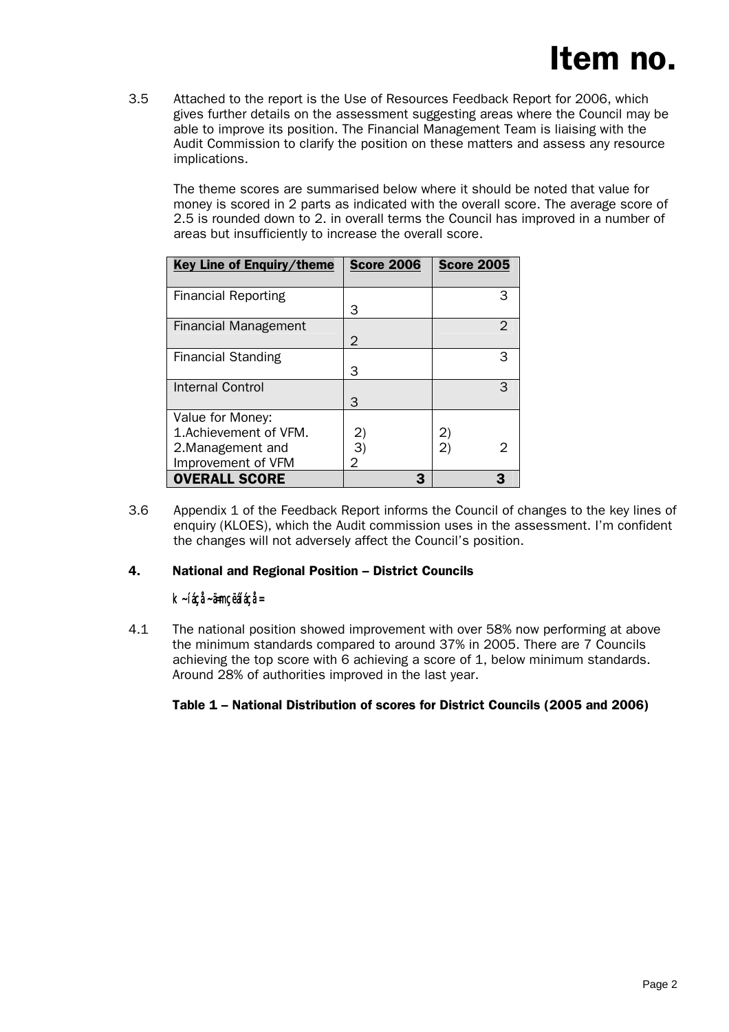3.5 Attached to the report is the Use of Resources Feedback Report for 2006, which gives further details on the assessment suggesting areas where the Council may be able to improve its position. The Financial Management Team is liaising with the Audit Commission to clarify the position on these matters and assess any resource implications.

The theme scores are summarised below where it should be noted that value for money is scored in 2 parts as indicated with the overall score. The average score of 2.5 is rounded down to 2. in overall terms the Council has improved in a number of areas but insufficiently to increase the overall score.

| Key Line of Enquiry/theme | Score 2006 | Score 2005 |
|---|---|---|
| Financial Reporting | 3 | 3 |
| Financial Management | 2 | 2 |
| Financial Standing | 3 | 3 |
| Internal Control | 3 | 3 |
| Value for Money:<br>1.Achievement of VFM.<br>2.Management and Improvement of VFM | 2)<br>3)<br>2 | 2)<br>2) 2 |
| **OVERALL SCORE** | **3** | **3** |

3.6 Appendix 1 of the Feedback Report informs the Council of changes to the key lines of enquiry (KLOES), which the Audit commission uses in the assessment. I'm confident the changes will not adversely affect the Council's position.

## 4. National and Regional Position – District Councils

k ~íáçå~ä=mçëáíáçå=

4.1 The national position showed improvement with over 58% now performing at above the minimum standards compared to around 37% in 2005. There are 7 Councils achieving the top score with 6 achieving a score of 1, below minimum standards. Around 28% of authorities improved in the last year.

**Table 1 – National Distribution of scores for District Councils (2005 and 2006)**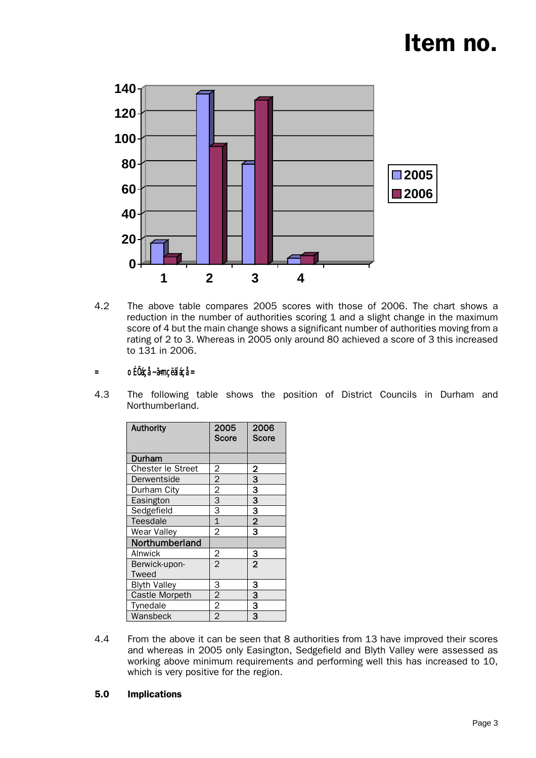4.2 The above table compares 2005 scores with those of 2006. The chart shows a reduction in the number of authorities scoring 1 and a slight change in the maximum score of 4 but the main change shows a significant number of authorities moving from a rating of 2 to 3. Whereas in 2005 only around 80 achieved a score of 3 this increased to 131 in 2006.

**Regional Position**

4.3 The following table shows the position of District Councils in Durham and Northumberland.

| Authority | 2005 Score | 2006 Score |
|---|---|---|
| **Durham** | | |
| Chester le Street | 2 | 2 |
| Derwentside | 2 | 3 |
| Durham City | 2 | 3 |
| Easington | 3 | 3 |
| Sedgefield | 3 | 3 |
| Teesdale | 1 | 2 |
| Wear Valley | 2 | 3 |
| **Northumberland** | | |
| Alnwick | 2 | 3 |
| Berwick-upon-Tweed | 2 | 2 |
| Blyth Valley | 3 | 3 |
| Castle Morpeth | 2 | 3 |
| Tynedale | 2 | 3 |
| Wansbeck | 2 | 3 |

4.4 From the above it can be seen that 8 authorities from 13 have improved their scores and whereas in 2005 only Easington, Sedgefield and Blyth Valley were assessed as working above minimum requirements and performing well this has increased to 10, which is very positive for the region.

## 5.0 Implications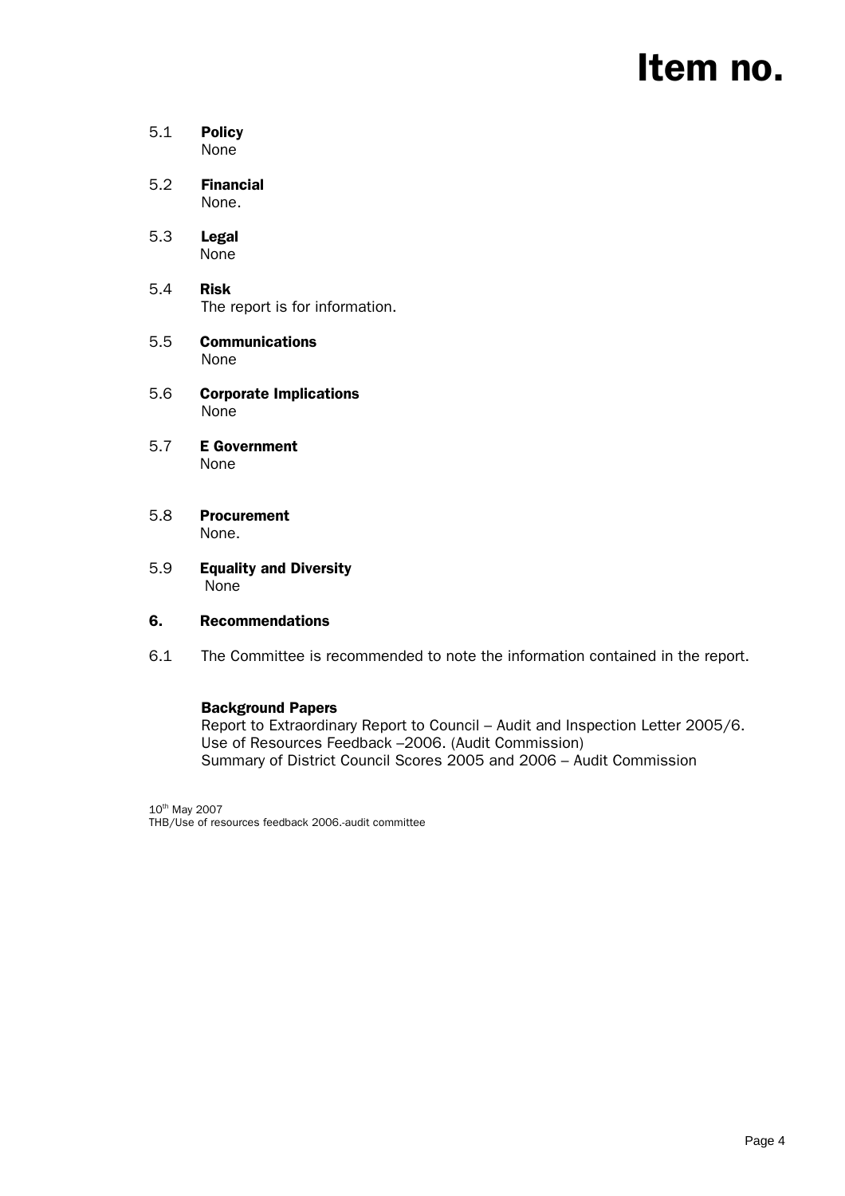# Item no.

5.1 **Policy**
None

5.2 **Financial**
None.

5.3 **Legal**
None

5.4 **Risk**
The report is for information.

5.5 **Communications**
None

5.6 **Corporate Implications**
None

5.7 **E Government**
None

5.8 **Procurement**
None.

5.9 **Equality and Diversity**
None

## 6. Recommendations

6.1 The Committee is recommended to note the information contained in the report.

**Background Papers**
Report to Extraordinary Report to Council – Audit and Inspection Letter 2005/6.
Use of Resources Feedback –2006. (Audit Commission)
Summary of District Council Scores 2005 and 2006 – Audit Commission

10th May 2007
THB/Use of resources feedback 2006.-audit committee